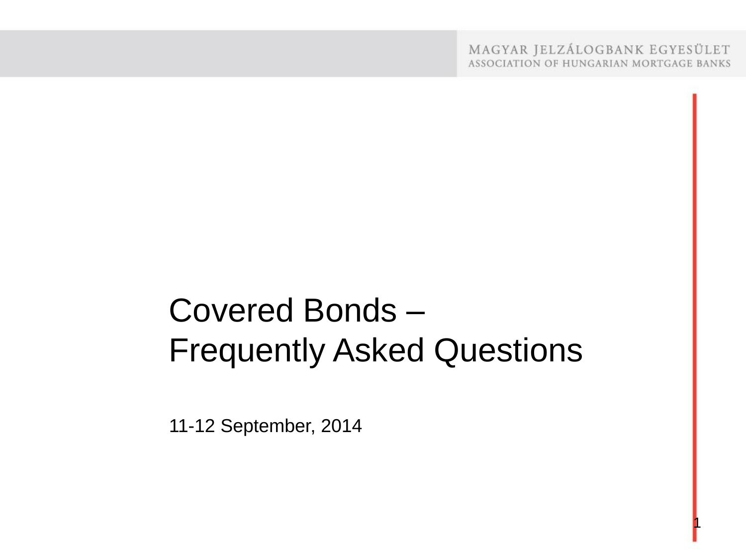MAGYAR JELZÁLOGBANK EGYESÜLET
ASSOCIATION OF HUNGARIAN MORTGAGE BANKS

# Covered Bonds – Frequently Asked Questions

11-12 September, 2014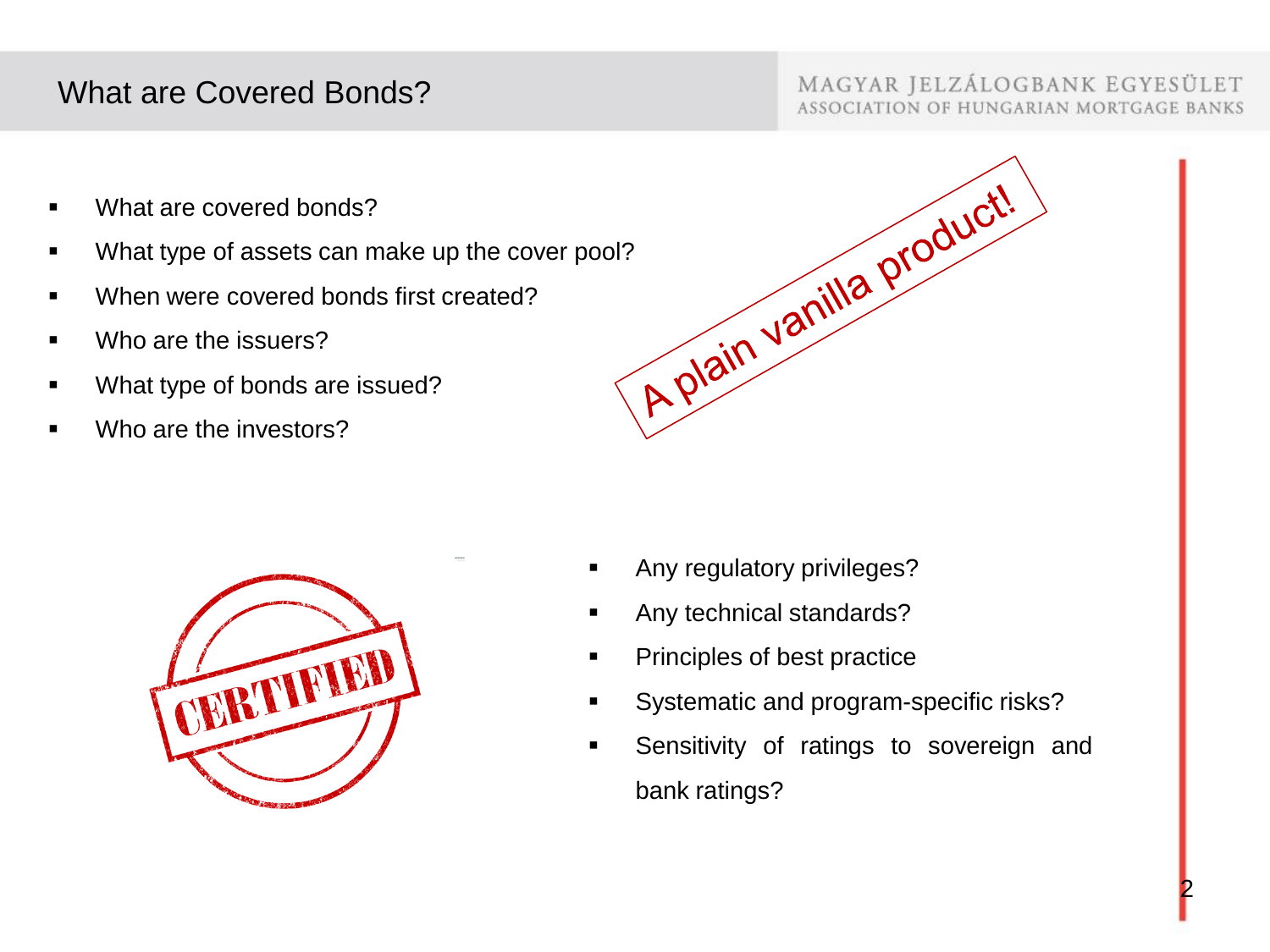# What are Covered Bonds?

- What are covered bonds?
- What type of assets can make up the cover pool?
- When were covered bonds first created?
- Who are the issuers?
- What type of bonds are issued?
- Who are the investors?

A plain vanilla product!

CERTIFIED

- Any regulatory privileges?
- Any technical standards?
- Principles of best practice
- Systematic and program-specific risks?
- Sensitivity of ratings to sovereign and bank ratings?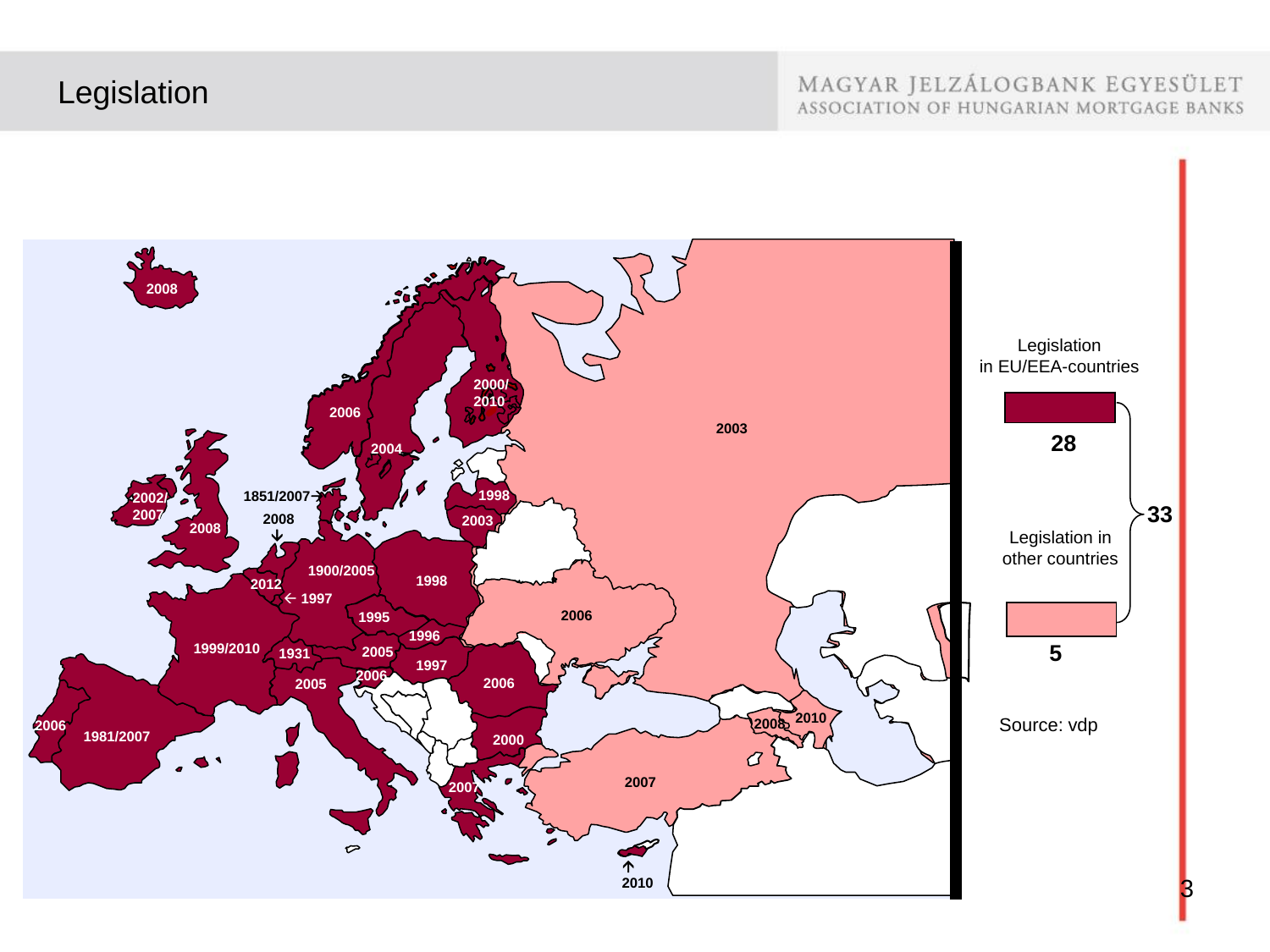# Legislation

Legislation in EU/EEA-countries: **28**

Legislation in other countries: **5**

**33**

Source: vdp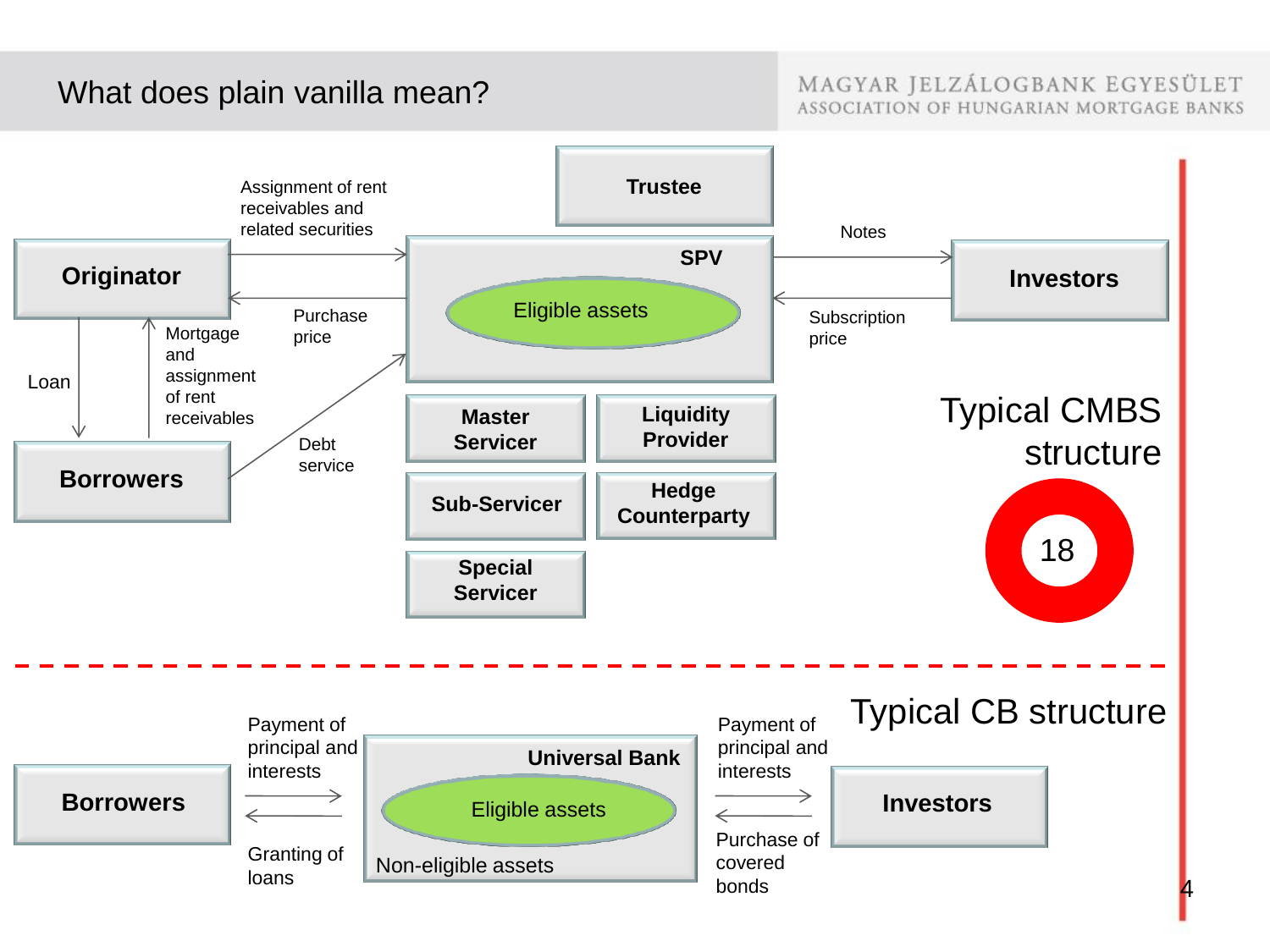# What does plain vanilla mean?

## Typical CMBS structure

- **Originator** → SPV: Assignment of rent receivables and related securities
- SPV → **Originator**: Purchase price
- **Originator** → **Borrowers**: Loan
- **Borrowers** → **Originator**: Mortgage and assignment of rent receivables
- **Borrowers** → SPV: Debt service
- **SPV** (Eligible assets) → **Investors**: Notes
- **Investors** → SPV: Subscription price
- Other parties: **Trustee**, **Master Servicer**, **Liquidity Provider**, **Sub-Servicer**, **Hedge Counterparty**, **Special Servicer**

18

## Typical CB structure

- **Borrowers** → **Universal Bank**: Payment of principal and interests
- **Universal Bank** → **Borrowers**: Granting of loans
- **Universal Bank** (Eligible assets; Non-eligible assets) → **Investors**: Payment of principal and interests
- **Investors** → **Universal Bank**: Purchase of covered bonds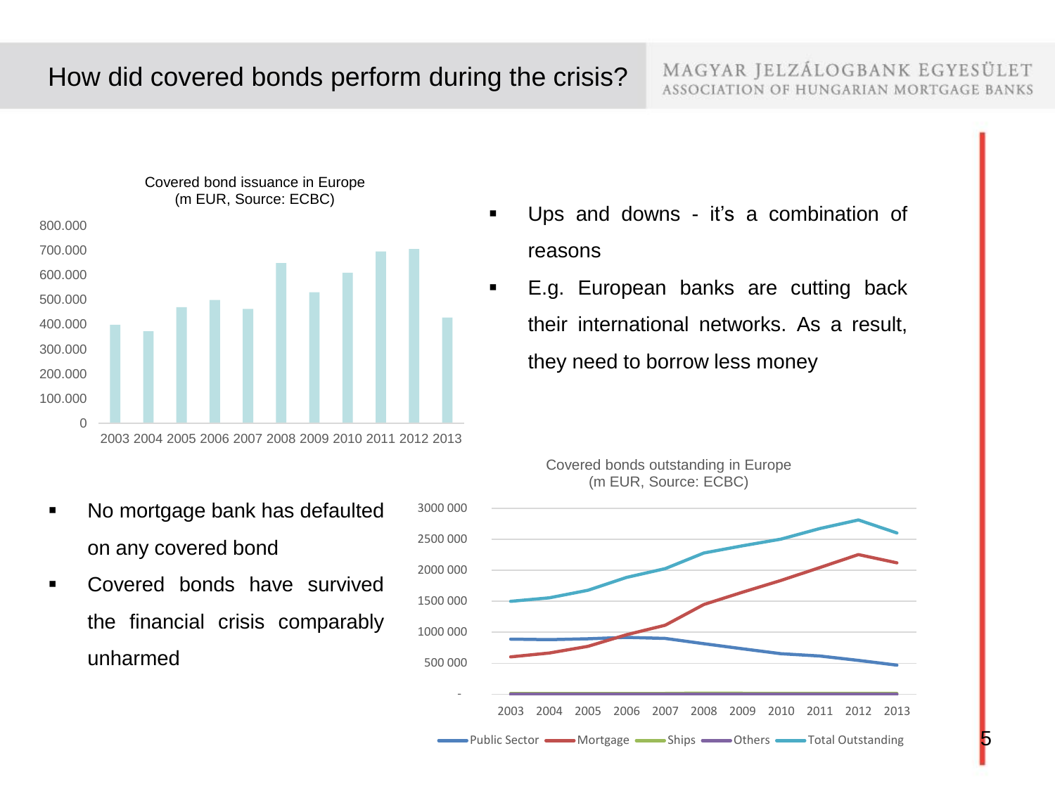# How did covered bonds perform during the crisis?

MAGYAR JELZÁLOGBANK EGYESÜLET
ASSOCIATION OF HUNGARIAN MORTGAGE BANKS

Covered bond issuance in Europe
(m EUR, Source: ECBC)

- Ups and downs - it's a combination of reasons
- E.g. European banks are cutting back their international networks. As a result, they need to borrow less money

Covered bonds outstanding in Europe
(m EUR, Source: ECBC)

- No mortgage bank has defaulted on any covered bond
- Covered bonds have survived the financial crisis comparably unharmed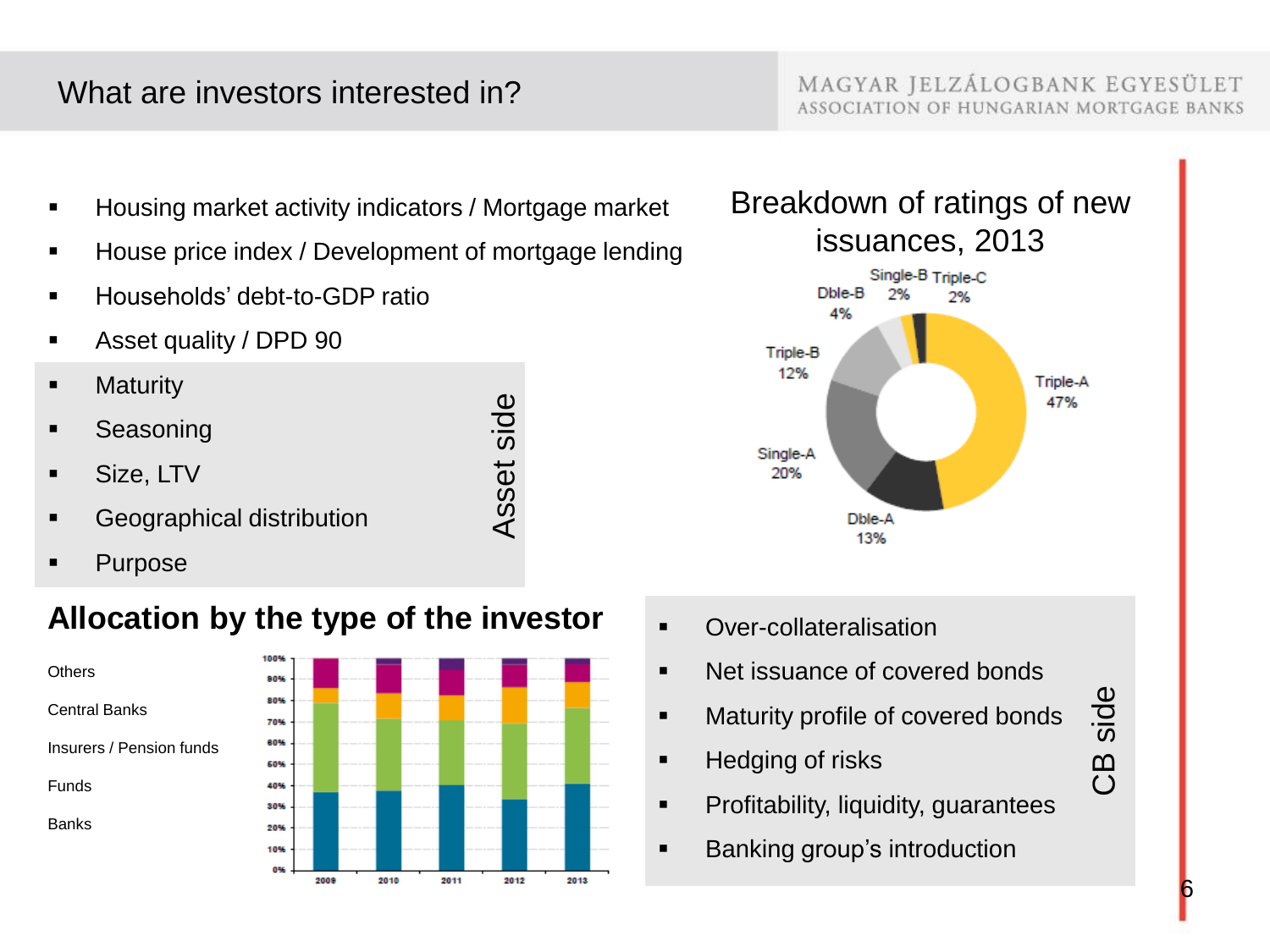# What are investors interested in?

MAGYAR JELZÁLOGBANK EGYESÜLET
ASSOCIATION OF HUNGARIAN MORTGAGE BANKS

- Housing market activity indicators / Mortgage market
- House price index / Development of mortgage lending
- Households' debt-to-GDP ratio
- Asset quality / DPD 90

**Asset side**

- Maturity
- Seasoning
- Size, LTV
- Geographical distribution
- Purpose

## Breakdown of ratings of new issuances, 2013

| Rating | Share |
|---|---|
| Triple-A | 47% |
| Dble-A | 13% |
| Single-A | 20% |
| Triple-B | 12% |
| Dble-B | 4% |
| Single-B | 2% |
| Triple-C | 2% |

## Allocation by the type of the investor

Others
Central Banks
Insurers / Pension funds
Funds
Banks

(Stacked bar chart, 0%–100%, years 2009, 2010, 2011, 2012, 2013)

**CB side**

- Over-collateralisation
- Net issuance of covered bonds
- Maturity profile of covered bonds
- Hedging of risks
- Profitability, liquidity, guarantees
- Banking group's introduction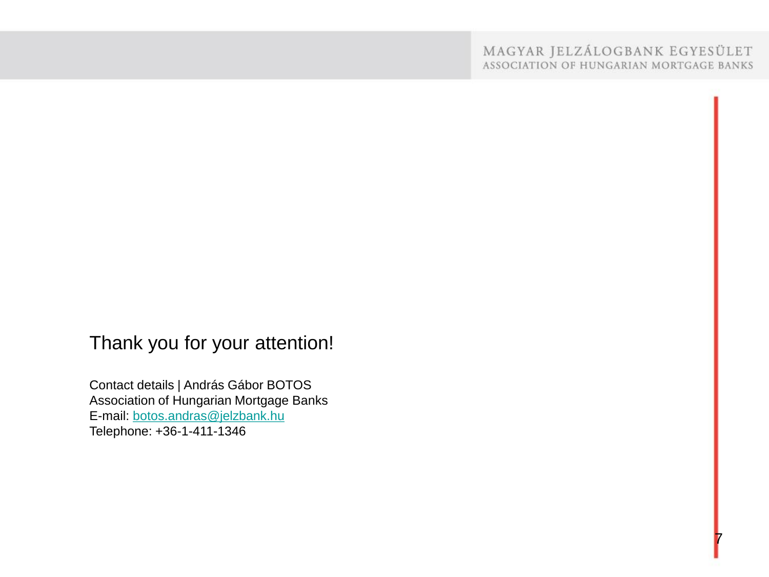Thank you for your attention!

Contact details | András Gábor BOTOS
Association of Hungarian Mortgage Banks
E-mail: botos.andras@jelzbank.hu
Telephone: +36-1-411-1346